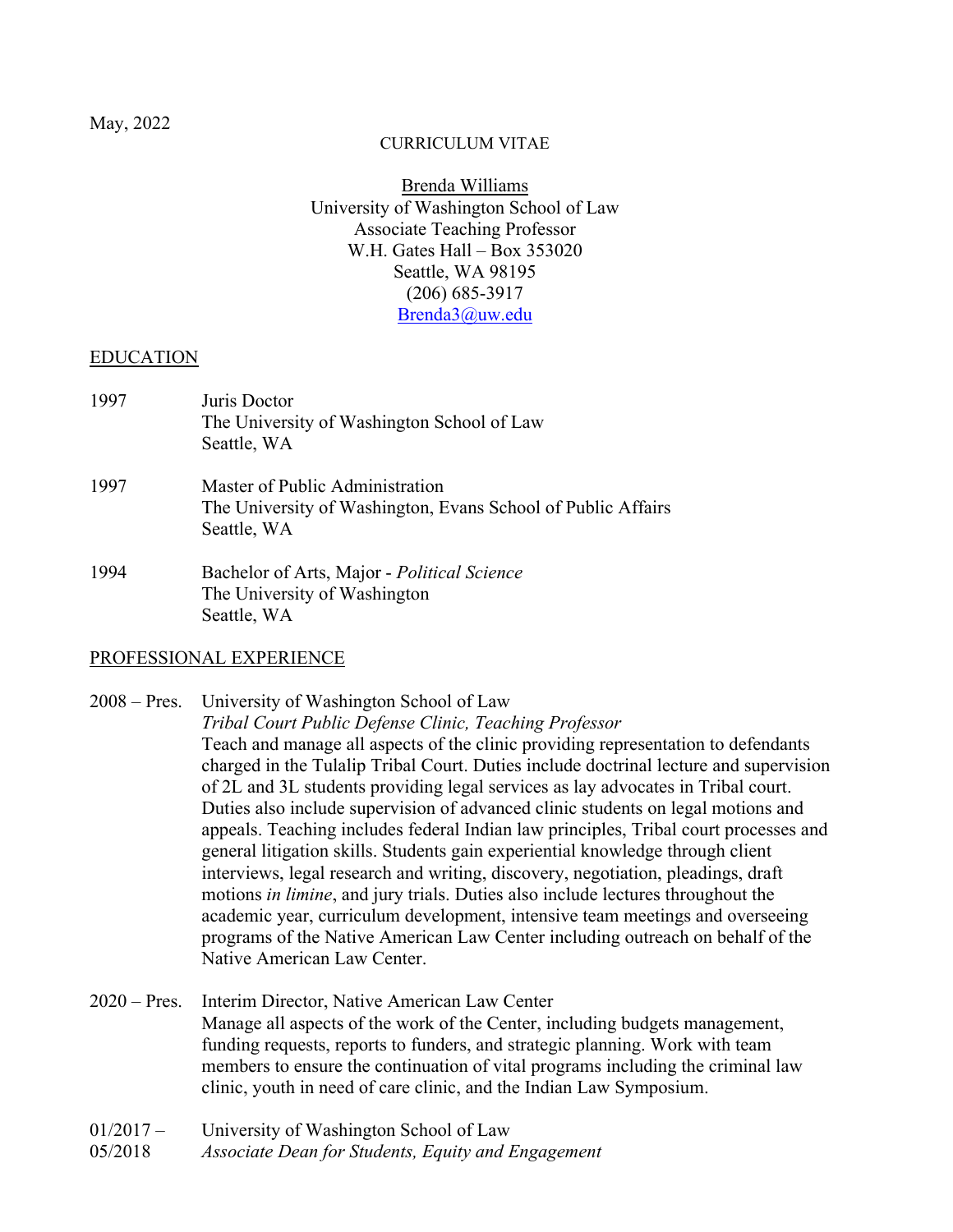May, 2022

CURRICULUM VITAE

Brenda Williams
University of Washington School of Law
Associate Teaching Professor
W.H. Gates Hall – Box 353020
Seattle, WA 98195
(206) 685-3917
Brenda3@uw.edu

## EDUCATION

1997 Juris Doctor
The University of Washington School of Law
Seattle, WA

1997 Master of Public Administration
The University of Washington, Evans School of Public Affairs
Seattle, WA

1994 Bachelor of Arts, Major - *Political Science*
The University of Washington
Seattle, WA

## PROFESSIONAL EXPERIENCE

2008 – Pres. University of Washington School of Law
*Tribal Court Public Defense Clinic, Teaching Professor*
Teach and manage all aspects of the clinic providing representation to defendants charged in the Tulalip Tribal Court. Duties include doctrinal lecture and supervision of 2L and 3L students providing legal services as lay advocates in Tribal court. Duties also include supervision of advanced clinic students on legal motions and appeals. Teaching includes federal Indian law principles, Tribal court processes and general litigation skills. Students gain experiential knowledge through client interviews, legal research and writing, discovery, negotiation, pleadings, draft motions *in limine*, and jury trials. Duties also include lectures throughout the academic year, curriculum development, intensive team meetings and overseeing programs of the Native American Law Center including outreach on behalf of the Native American Law Center.

2020 – Pres. Interim Director, Native American Law Center
Manage all aspects of the work of the Center, including budgets management, funding requests, reports to funders, and strategic planning. Work with team members to ensure the continuation of vital programs including the criminal law clinic, youth in need of care clinic, and the Indian Law Symposium.

01/2017 – 05/2018 University of Washington School of Law
*Associate Dean for Students, Equity and Engagement*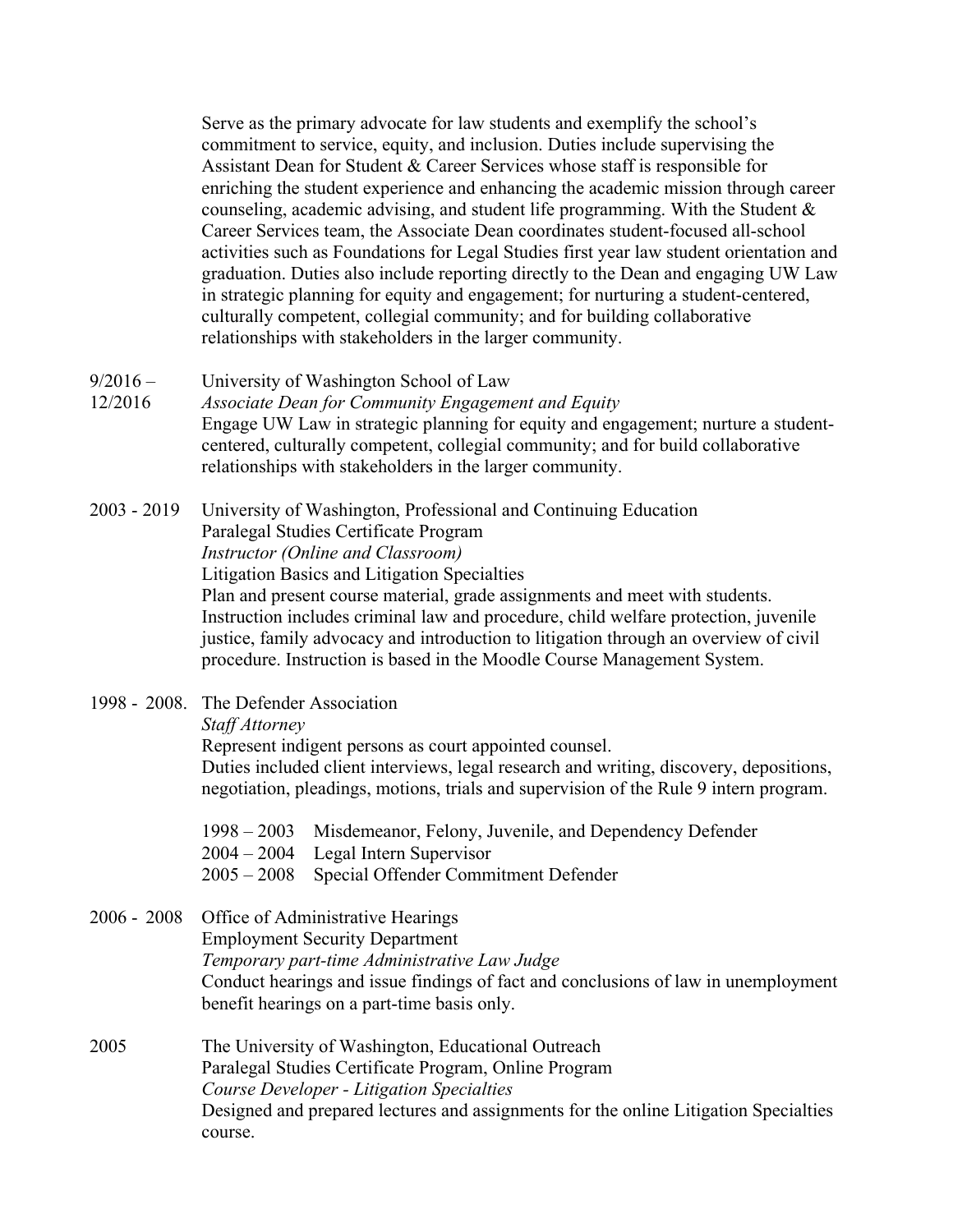Serve as the primary advocate for law students and exemplify the school's commitment to service, equity, and inclusion. Duties include supervising the Assistant Dean for Student & Career Services whose staff is responsible for enriching the student experience and enhancing the academic mission through career counseling, academic advising, and student life programming. With the Student & Career Services team, the Associate Dean coordinates student-focused all-school activities such as Foundations for Legal Studies first year law student orientation and graduation. Duties also include reporting directly to the Dean and engaging UW Law in strategic planning for equity and engagement; for nurturing a student-centered, culturally competent, collegial community; and for building collaborative relationships with stakeholders in the larger community.

**9/2016 – 12/2016**
University of Washington School of Law
*Associate Dean for Community Engagement and Equity*
Engage UW Law in strategic planning for equity and engagement; nurture a student-centered, culturally competent, collegial community; and for build collaborative relationships with stakeholders in the larger community.

**2003 - 2019**
University of Washington, Professional and Continuing Education
Paralegal Studies Certificate Program
*Instructor (Online and Classroom)*
Litigation Basics and Litigation Specialties
Plan and present course material, grade assignments and meet with students. Instruction includes criminal law and procedure, child welfare protection, juvenile justice, family advocacy and introduction to litigation through an overview of civil procedure. Instruction is based in the Moodle Course Management System.

**1998 - 2008.**
The Defender Association
*Staff Attorney*
Represent indigent persons as court appointed counsel.
Duties included client interviews, legal research and writing, discovery, depositions, negotiation, pleadings, motions, trials and supervision of the Rule 9 intern program.

- 1998 – 2003 Misdemeanor, Felony, Juvenile, and Dependency Defender
- 2004 – 2004 Legal Intern Supervisor
- 2005 – 2008 Special Offender Commitment Defender

**2006 - 2008**
Office of Administrative Hearings
Employment Security Department
*Temporary part-time Administrative Law Judge*
Conduct hearings and issue findings of fact and conclusions of law in unemployment benefit hearings on a part-time basis only.

**2005**
The University of Washington, Educational Outreach
Paralegal Studies Certificate Program, Online Program
*Course Developer - Litigation Specialties*
Designed and prepared lectures and assignments for the online Litigation Specialties course.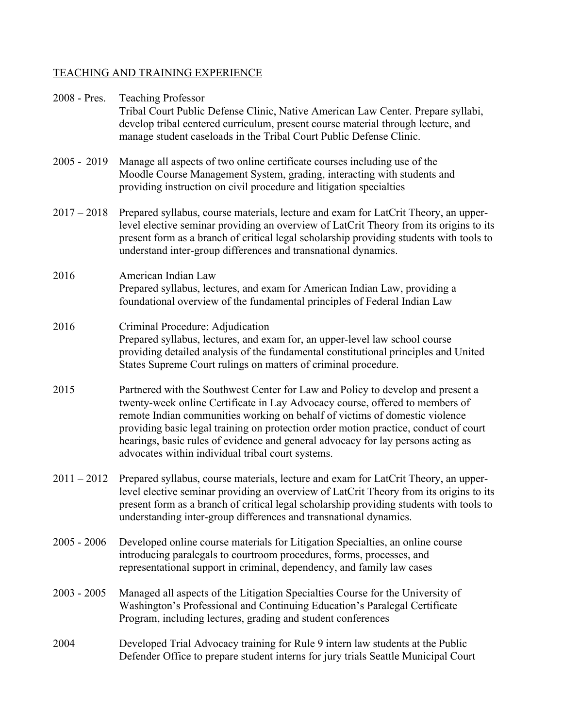<u>TEACHING AND TRAINING EXPERIENCE</u>

2008 - Pres. Teaching Professor
Tribal Court Public Defense Clinic, Native American Law Center. Prepare syllabi, develop tribal centered curriculum, present course material through lecture, and manage student caseloads in the Tribal Court Public Defense Clinic.

2005 - 2019 Manage all aspects of two online certificate courses including use of the Moodle Course Management System, grading, interacting with students and providing instruction on civil procedure and litigation specialties

2017 – 2018 Prepared syllabus, course materials, lecture and exam for LatCrit Theory, an upper-level elective seminar providing an overview of LatCrit Theory from its origins to its present form as a branch of critical legal scholarship providing students with tools to understand inter-group differences and transnational dynamics.

2016 American Indian Law
Prepared syllabus, lectures, and exam for American Indian Law, providing a foundational overview of the fundamental principles of Federal Indian Law

2016 Criminal Procedure: Adjudication
Prepared syllabus, lectures, and exam for, an upper-level law school course providing detailed analysis of the fundamental constitutional principles and United States Supreme Court rulings on matters of criminal procedure.

2015 Partnered with the Southwest Center for Law and Policy to develop and present a twenty-week online Certificate in Lay Advocacy course, offered to members of remote Indian communities working on behalf of victims of domestic violence providing basic legal training on protection order motion practice, conduct of court hearings, basic rules of evidence and general advocacy for lay persons acting as advocates within individual tribal court systems.

2011 – 2012 Prepared syllabus, course materials, lecture and exam for LatCrit Theory, an upper-level elective seminar providing an overview of LatCrit Theory from its origins to its present form as a branch of critical legal scholarship providing students with tools to understanding inter-group differences and transnational dynamics.

2005 - 2006 Developed online course materials for Litigation Specialties, an online course introducing paralegals to courtroom procedures, forms, processes, and representational support in criminal, dependency, and family law cases

2003 - 2005 Managed all aspects of the Litigation Specialties Course for the University of Washington's Professional and Continuing Education's Paralegal Certificate Program, including lectures, grading and student conferences

2004 Developed Trial Advocacy training for Rule 9 intern law students at the Public Defender Office to prepare student interns for jury trials Seattle Municipal Court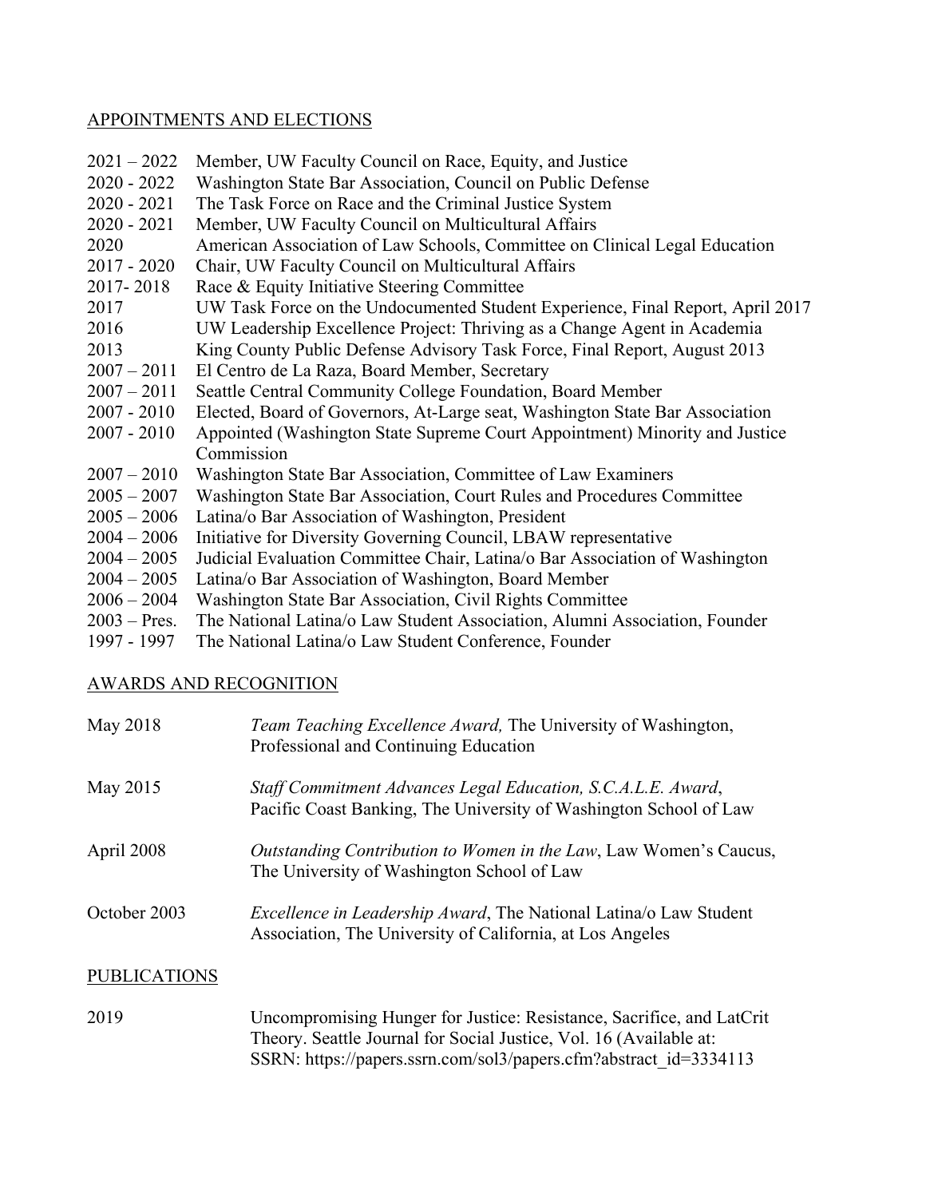## APPOINTMENTS AND ELECTIONS

| | |
|---|---|
| 2021 – 2022 | Member, UW Faculty Council on Race, Equity, and Justice |
| 2020 - 2022 | Washington State Bar Association, Council on Public Defense |
| 2020 - 2021 | The Task Force on Race and the Criminal Justice System |
| 2020 - 2021 | Member, UW Faculty Council on Multicultural Affairs |
| 2020 | American Association of Law Schools, Committee on Clinical Legal Education |
| 2017 - 2020 | Chair, UW Faculty Council on Multicultural Affairs |
| 2017- 2018 | Race & Equity Initiative Steering Committee |
| 2017 | UW Task Force on the Undocumented Student Experience, Final Report, April 2017 |
| 2016 | UW Leadership Excellence Project: Thriving as a Change Agent in Academia |
| 2013 | King County Public Defense Advisory Task Force, Final Report, August 2013 |
| 2007 – 2011 | El Centro de La Raza, Board Member, Secretary |
| 2007 – 2011 | Seattle Central Community College Foundation, Board Member |
| 2007 - 2010 | Elected, Board of Governors, At-Large seat, Washington State Bar Association |
| 2007 - 2010 | Appointed (Washington State Supreme Court Appointment) Minority and Justice Commission |
| 2007 – 2010 | Washington State Bar Association, Committee of Law Examiners |
| 2005 – 2007 | Washington State Bar Association, Court Rules and Procedures Committee |
| 2005 – 2006 | Latina/o Bar Association of Washington, President |
| 2004 – 2006 | Initiative for Diversity Governing Council, LBAW representative |
| 2004 – 2005 | Judicial Evaluation Committee Chair, Latina/o Bar Association of Washington |
| 2004 – 2005 | Latina/o Bar Association of Washington, Board Member |
| 2006 – 2004 | Washington State Bar Association, Civil Rights Committee |
| 2003 – Pres. | The National Latina/o Law Student Association, Alumni Association, Founder |
| 1997 - 1997 | The National Latina/o Law Student Conference, Founder |

## AWARDS AND RECOGNITION

| | |
|---|---|
| May 2018 | *Team Teaching Excellence Award,* The University of Washington, Professional and Continuing Education |
| May 2015 | *Staff Commitment Advances Legal Education, S.C.A.L.E. Award*, Pacific Coast Banking, The University of Washington School of Law |
| April 2008 | *Outstanding Contribution to Women in the Law*, Law Women's Caucus, The University of Washington School of Law |
| October 2003 | *Excellence in Leadership Award*, The National Latina/o Law Student Association, The University of California, at Los Angeles |

## PUBLICATIONS

| | |
|---|---|
| 2019 | Uncompromising Hunger for Justice: Resistance, Sacrifice, and LatCrit Theory. Seattle Journal for Social Justice, Vol. 16 (Available at: SSRN: https://papers.ssrn.com/sol3/papers.cfm?abstract_id=3334113 |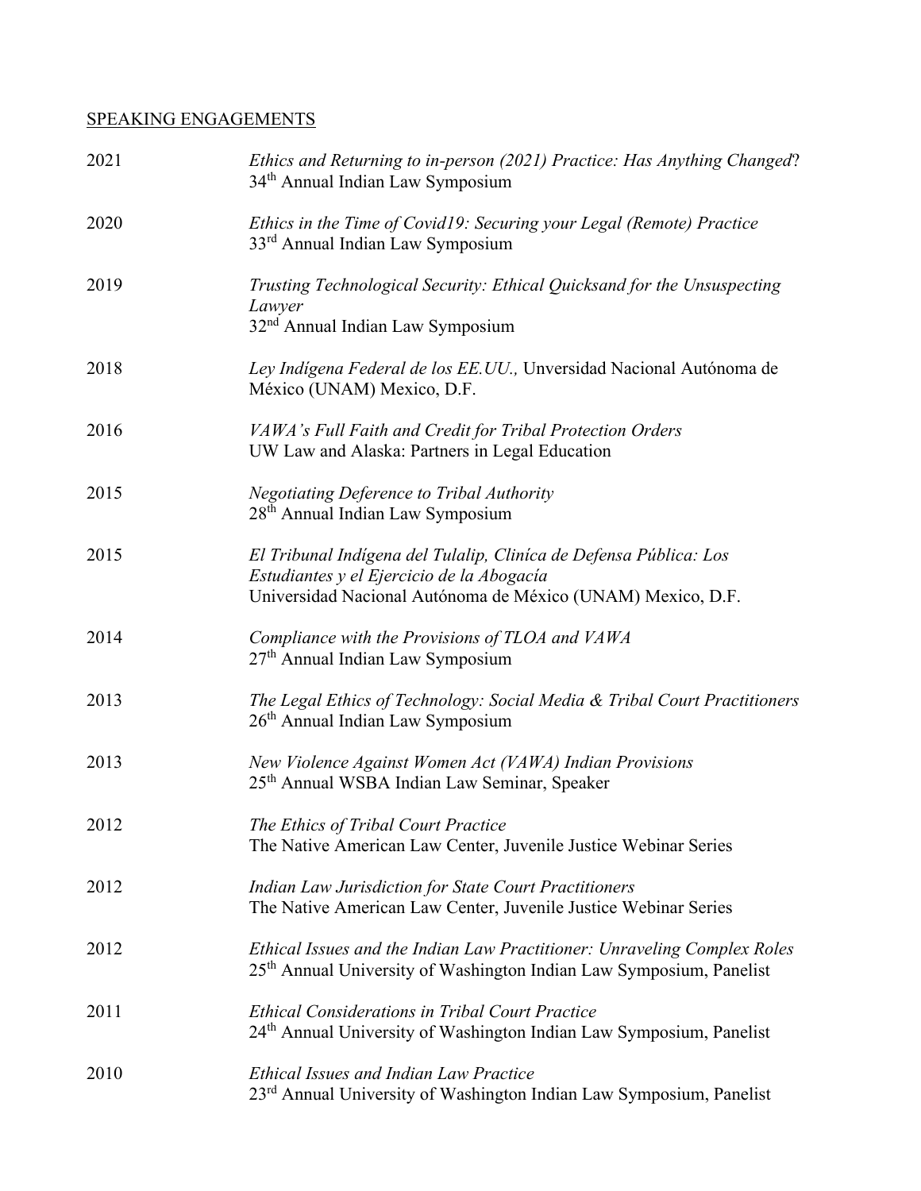## SPEAKING ENGAGEMENTS

2021 — *Ethics and Returning to in-person (2021) Practice: Has Anything Changed*?
34th Annual Indian Law Symposium

2020 — *Ethics in the Time of Covid19: Securing your Legal (Remote) Practice*
33rd Annual Indian Law Symposium

2019 — *Trusting Technological Security: Ethical Quicksand for the Unsuspecting Lawyer*
32nd Annual Indian Law Symposium

2018 — *Ley Indígena Federal de los EE.UU.,* Unversidad Nacional Autónoma de México (UNAM) Mexico, D.F.

2016 — *VAWA's Full Faith and Credit for Tribal Protection Orders*
UW Law and Alaska: Partners in Legal Education

2015 — *Negotiating Deference to Tribal Authority*
28th Annual Indian Law Symposium

2015 — *El Tribunal Indígena del Tulalip, Clinica de Defensa Pública: Los Estudiantes y el Ejercicio de la Abogacía*
Universidad Nacional Autónoma de México (UNAM) Mexico, D.F.

2014 — *Compliance with the Provisions of TLOA and VAWA*
27th Annual Indian Law Symposium

2013 — *The Legal Ethics of Technology: Social Media & Tribal Court Practitioners*
26th Annual Indian Law Symposium

2013 — *New Violence Against Women Act (VAWA) Indian Provisions*
25th Annual WSBA Indian Law Seminar, Speaker

2012 — *The Ethics of Tribal Court Practice*
The Native American Law Center, Juvenile Justice Webinar Series

2012 — *Indian Law Jurisdiction for State Court Practitioners*
The Native American Law Center, Juvenile Justice Webinar Series

2012 — *Ethical Issues and the Indian Law Practitioner: Unraveling Complex Roles*
25th Annual University of Washington Indian Law Symposium, Panelist

2011 — *Ethical Considerations in Tribal Court Practice*
24th Annual University of Washington Indian Law Symposium, Panelist

2010 — *Ethical Issues and Indian Law Practice*
23rd Annual University of Washington Indian Law Symposium, Panelist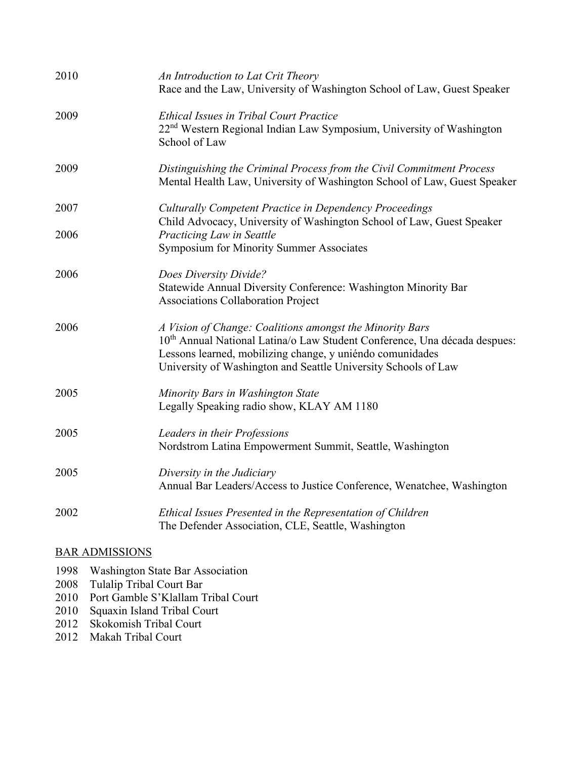2010 *An Introduction to Lat Crit Theory*
Race and the Law, University of Washington School of Law, Guest Speaker

2009 *Ethical Issues in Tribal Court Practice*
22nd Western Regional Indian Law Symposium, University of Washington School of Law

2009 *Distinguishing the Criminal Process from the Civil Commitment Process*
Mental Health Law, University of Washington School of Law, Guest Speaker

2007 *Culturally Competent Practice in Dependency Proceedings*
Child Advocacy, University of Washington School of Law, Guest Speaker

2006 *Practicing Law in Seattle*
Symposium for Minority Summer Associates

2006 *Does Diversity Divide?*
Statewide Annual Diversity Conference: Washington Minority Bar Associations Collaboration Project

2006 *A Vision of Change: Coalitions amongst the Minority Bars*
10th Annual National Latina/o Law Student Conference, Una década despues: Lessons learned, mobilizing change, y uniéndo comunidades
University of Washington and Seattle University Schools of Law

2005 *Minority Bars in Washington State*
Legally Speaking radio show, KLAY AM 1180

2005 *Leaders in their Professions*
Nordstrom Latina Empowerment Summit, Seattle, Washington

2005 *Diversity in the Judiciary*
Annual Bar Leaders/Access to Justice Conference, Wenatchee, Washington

2002 *Ethical Issues Presented in the Representation of Children*
The Defender Association, CLE, Seattle, Washington

## BAR ADMISSIONS

1998 Washington State Bar Association
2008 Tulalip Tribal Court Bar
2010 Port Gamble S'Klallam Tribal Court
2010 Squaxin Island Tribal Court
2012 Skokomish Tribal Court
2012 Makah Tribal Court